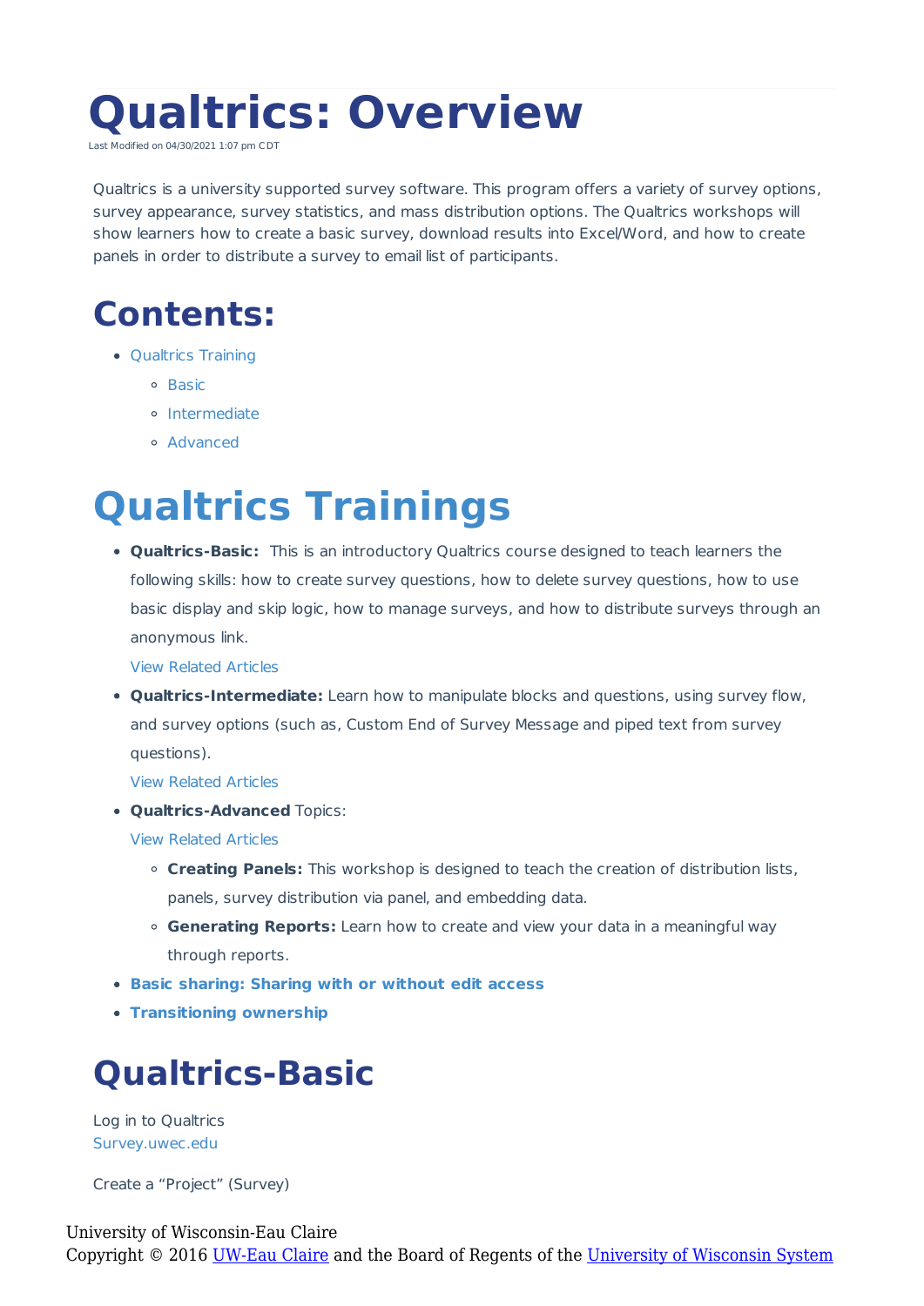# Qualtrics: Overview

Last Modified on 04/30/2021 1:07 pm CDT

Qualtrics is a university supported survey software. This program offers a variety of survey options, survey appearance, survey statistics, and mass distribution options. The Qualtrics workshops will show learners how to create a basic survey, download results into Excel/Word, and how to create panels in order to distribute a survey to email list of participants.

## Contents:

- Qualtrics Training
  - Basic
  - Intermediate
  - Advanced

# Qualtrics Trainings

- **Qualtrics-Basic:** This is an introductory Qualtrics course designed to teach learners the following skills: how to create survey questions, how to delete survey questions, how to use basic display and skip logic, how to manage surveys, and how to distribute surveys through an anonymous link.
  View Related Articles
- **Qualtrics-Intermediate:** Learn how to manipulate blocks and questions, using survey flow, and survey options (such as, Custom End of Survey Message and piped text from survey questions).
  View Related Articles
- **Qualtrics-Advanced** Topics:
  View Related Articles
  - **Creating Panels:** This workshop is designed to teach the creation of distribution lists, panels, survey distribution via panel, and embedding data.
  - **Generating Reports:** Learn how to create and view your data in a meaningful way through reports.
- **Basic sharing: Sharing with or without edit access**
- **Transitioning ownership**

## Qualtrics-Basic

Log in to Qualtrics
Survey.uwec.edu

Create a "Project" (Survey)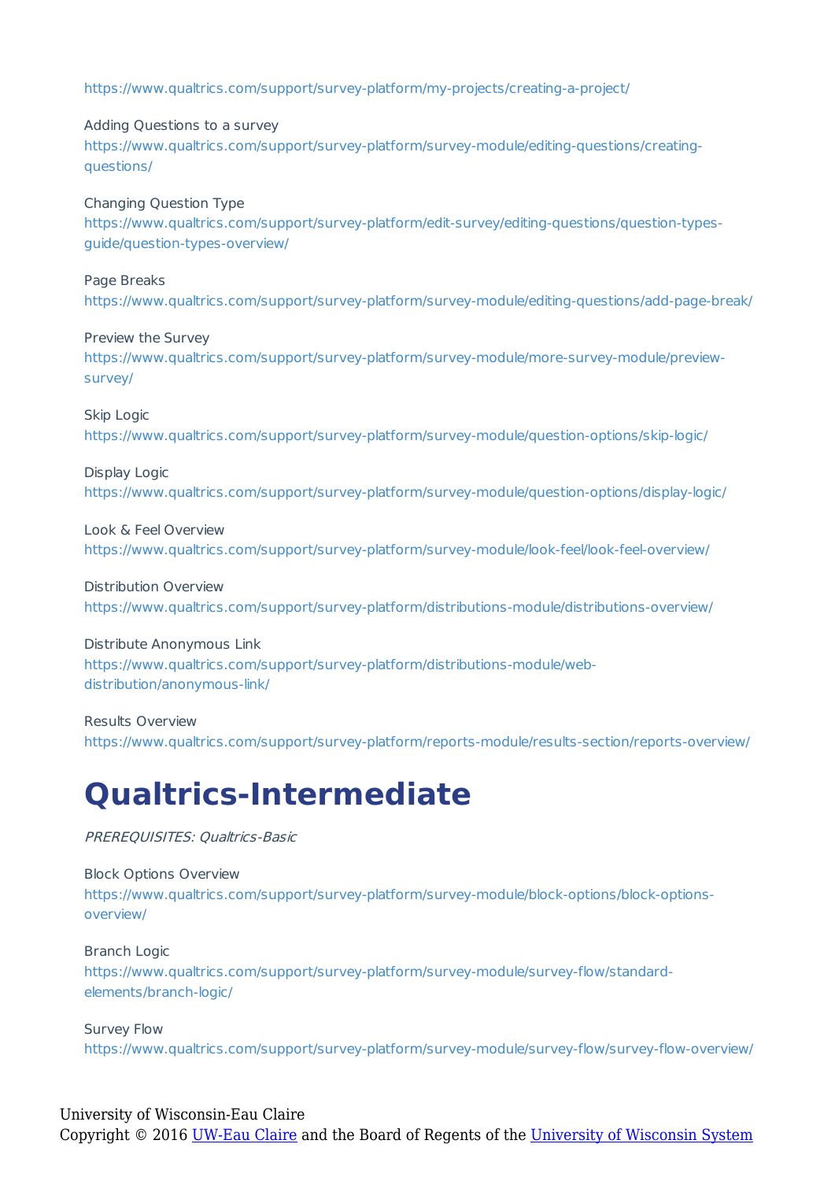https://www.qualtrics.com/support/survey-platform/my-projects/creating-a-project/

Adding Questions to a survey
https://www.qualtrics.com/support/survey-platform/survey-module/editing-questions/creating-questions/

Changing Question Type
https://www.qualtrics.com/support/survey-platform/edit-survey/editing-questions/question-types-guide/question-types-overview/

Page Breaks
https://www.qualtrics.com/support/survey-platform/survey-module/editing-questions/add-page-break/

Preview the Survey
https://www.qualtrics.com/support/survey-platform/survey-module/more-survey-module/preview-survey/

Skip Logic
https://www.qualtrics.com/support/survey-platform/survey-module/question-options/skip-logic/

Display Logic
https://www.qualtrics.com/support/survey-platform/survey-module/question-options/display-logic/

Look & Feel Overview
https://www.qualtrics.com/support/survey-platform/survey-module/look-feel/look-feel-overview/

Distribution Overview
https://www.qualtrics.com/support/survey-platform/distributions-module/distributions-overview/

Distribute Anonymous Link
https://www.qualtrics.com/support/survey-platform/distributions-module/web-distribution/anonymous-link/

Results Overview
https://www.qualtrics.com/support/survey-platform/reports-module/results-section/reports-overview/

# Qualtrics-Intermediate

*PREREQUISITES: Qualtrics-Basic*

Block Options Overview
https://www.qualtrics.com/support/survey-platform/survey-module/block-options/block-options-overview/

Branch Logic
https://www.qualtrics.com/support/survey-platform/survey-module/survey-flow/standard-elements/branch-logic/

Survey Flow
https://www.qualtrics.com/support/survey-platform/survey-module/survey-flow/survey-flow-overview/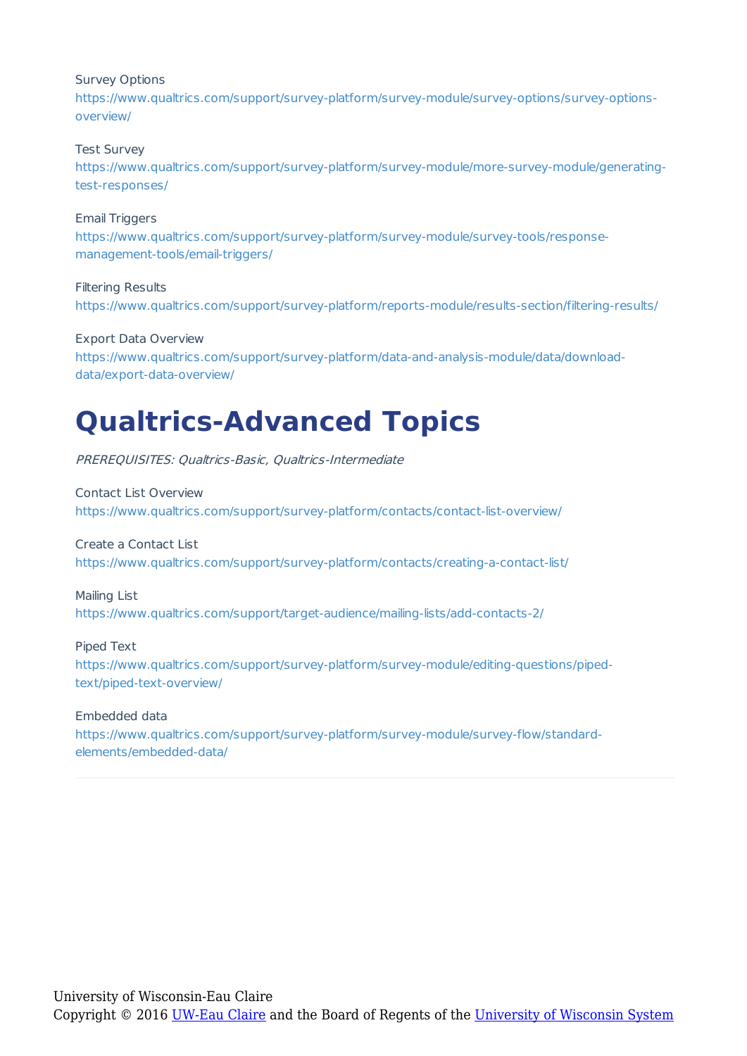Survey Options
https://www.qualtrics.com/support/survey-platform/survey-module/survey-options/survey-options-overview/

Test Survey
https://www.qualtrics.com/support/survey-platform/survey-module/more-survey-module/generating-test-responses/

Email Triggers
https://www.qualtrics.com/support/survey-platform/survey-module/survey-tools/response-management-tools/email-triggers/

Filtering Results
https://www.qualtrics.com/support/survey-platform/reports-module/results-section/filtering-results/

Export Data Overview
https://www.qualtrics.com/support/survey-platform/data-and-analysis-module/data/download-data/export-data-overview/

# Qualtrics-Advanced Topics

*PREREQUISITES: Qualtrics-Basic, Qualtrics-Intermediate*

Contact List Overview
https://www.qualtrics.com/support/survey-platform/contacts/contact-list-overview/

Create a Contact List
https://www.qualtrics.com/support/survey-platform/contacts/creating-a-contact-list/

Mailing List
https://www.qualtrics.com/support/target-audience/mailing-lists/add-contacts-2/

Piped Text
https://www.qualtrics.com/support/survey-platform/survey-module/editing-questions/piped-text/piped-text-overview/

Embedded data
https://www.qualtrics.com/support/survey-platform/survey-module/survey-flow/standard-elements/embedded-data/

---

University of Wisconsin-Eau Claire
Copyright © 2016 UW-Eau Claire and the Board of Regents of the University of Wisconsin System